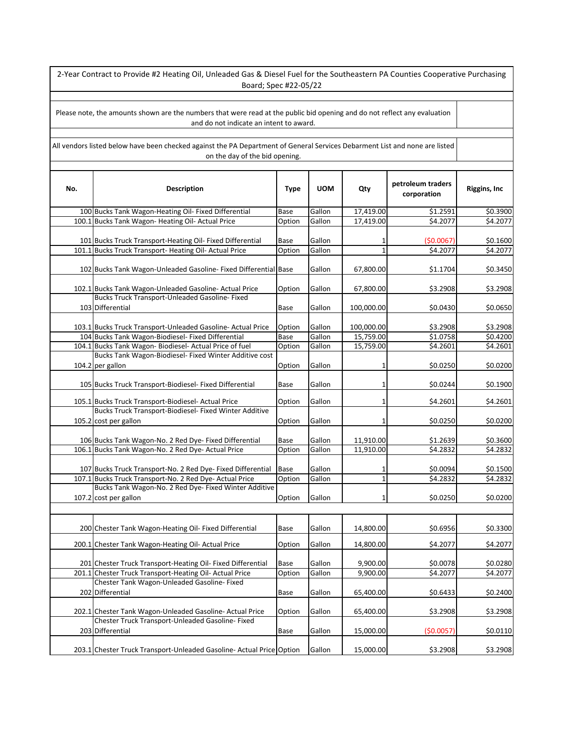2-Year Contract to Provide #2 Heating Oil, Unleaded Gas & Diesel Fuel for the Southeastern PA Counties Cooperative Purchasing Board; Spec #22-05/22

Please note, the amounts shown are the numbers that were read at the public bid opening and do not reflect any evaluation and do not indicate an intent to award.

All vendors listed below have been checked against the PA Department of General Services Debarment List and none are listed on the day of the bid opening.

| No. | Description | Type | UOM | Qty | petroleum traders corporation | Riggins, Inc |
|---|---|---|---|---|---|---|
| 100 | Bucks Tank Wagon-Heating Oil- Fixed Differential | Base | Gallon | 17,419.00 | $1.2591 | $0.3900 |
| 100.1 | Bucks Tank Wagon- Heating Oil- Actual Price | Option | Gallon | 17,419.00 | $4.2077 | $4.2077 |
| 101 | Bucks Truck Transport-Heating Oil- Fixed Differential | Base | Gallon | 1 | ($0.0067) | $0.1600 |
| 101.1 | Bucks Truck Transport- Heating Oil- Actual Price | Option | Gallon | 1 | $4.2077 | $4.2077 |
| 102 | Bucks Tank Wagon-Unleaded Gasoline- Fixed Differential | Base | Gallon | 67,800.00 | $1.1704 | $0.3450 |
| 102.1 | Bucks Tank Wagon-Unleaded Gasoline- Actual Price | Option | Gallon | 67,800.00 | $3.2908 | $3.2908 |
| 103 | Bucks Truck Transport-Unleaded Gasoline- Fixed Differential | Base | Gallon | 100,000.00 | $0.0430 | $0.0650 |
| 103.1 | Bucks Truck Transport-Unleaded Gasoline- Actual Price | Option | Gallon | 100,000.00 | $3.2908 | $3.2908 |
| 104 | Bucks Tank Wagon-Biodiesel- Fixed Differential | Base | Gallon | 15,759.00 | $1.0758 | $0.4200 |
| 104.1 | Bucks Tank Wagon- Biodiesel- Actual Price of fuel | Option | Gallon | 15,759.00 | $4.2601 | $4.2601 |
| 104.2 | Bucks Tank Wagon-Biodiesel- Fixed Winter Additive cost per gallon | Option | Gallon | 1 | $0.0250 | $0.0200 |
| 105 | Bucks Truck Transport-Biodiesel- Fixed Differential | Base | Gallon | 1 | $0.0244 | $0.1900 |
| 105.1 | Bucks Truck Transport-Biodiesel- Actual Price | Option | Gallon | 1 | $4.2601 | $4.2601 |
| 105.2 | Bucks Truck Transport-Biodiesel- Fixed Winter Additive cost per gallon | Option | Gallon | 1 | $0.0250 | $0.0200 |
| 106 | Bucks Tank Wagon-No. 2 Red Dye- Fixed Differential | Base | Gallon | 11,910.00 | $1.2639 | $0.3600 |
| 106.1 | Bucks Tank Wagon-No. 2 Red Dye- Actual Price | Option | Gallon | 11,910.00 | $4.2832 | $4.2832 |
| 107 | Bucks Truck Transport-No. 2 Red Dye- Fixed Differential | Base | Gallon | 1 | $0.0094 | $0.1500 |
| 107.1 | Bucks Truck Transport-No. 2 Red Dye- Actual Price | Option | Gallon | 1 | $4.2832 | $4.2832 |
| 107.2 | Bucks Tank Wagon-No. 2 Red Dye- Fixed Winter Additive cost per gallon | Option | Gallon | 1 | $0.0250 | $0.0200 |
| 200 | Chester Tank Wagon-Heating Oil- Fixed Differential | Base | Gallon | 14,800.00 | $0.6956 | $0.3300 |
| 200.1 | Chester Tank Wagon-Heating Oil- Actual Price | Option | Gallon | 14,800.00 | $4.2077 | $4.2077 |
| 201 | Chester Truck Transport-Heating Oil- Fixed Differential | Base | Gallon | 9,900.00 | $0.0078 | $0.0280 |
| 201.1 | Chester Truck Transport-Heating Oil- Actual Price | Option | Gallon | 9,900.00 | $4.2077 | $4.2077 |
| 202 | Chester Tank Wagon-Unleaded Gasoline- Fixed Differential | Base | Gallon | 65,400.00 | $0.6433 | $0.2400 |
| 202.1 | Chester Tank Wagon-Unleaded Gasoline- Actual Price | Option | Gallon | 65,400.00 | $3.2908 | $3.2908 |
| 203 | Chester Truck Transport-Unleaded Gasoline- Fixed Differential | Base | Gallon | 15,000.00 | ($0.0057) | $0.0110 |
| 203.1 | Chester Truck Transport-Unleaded Gasoline- Actual Price | Option | Gallon | 15,000.00 | $3.2908 | $3.2908 |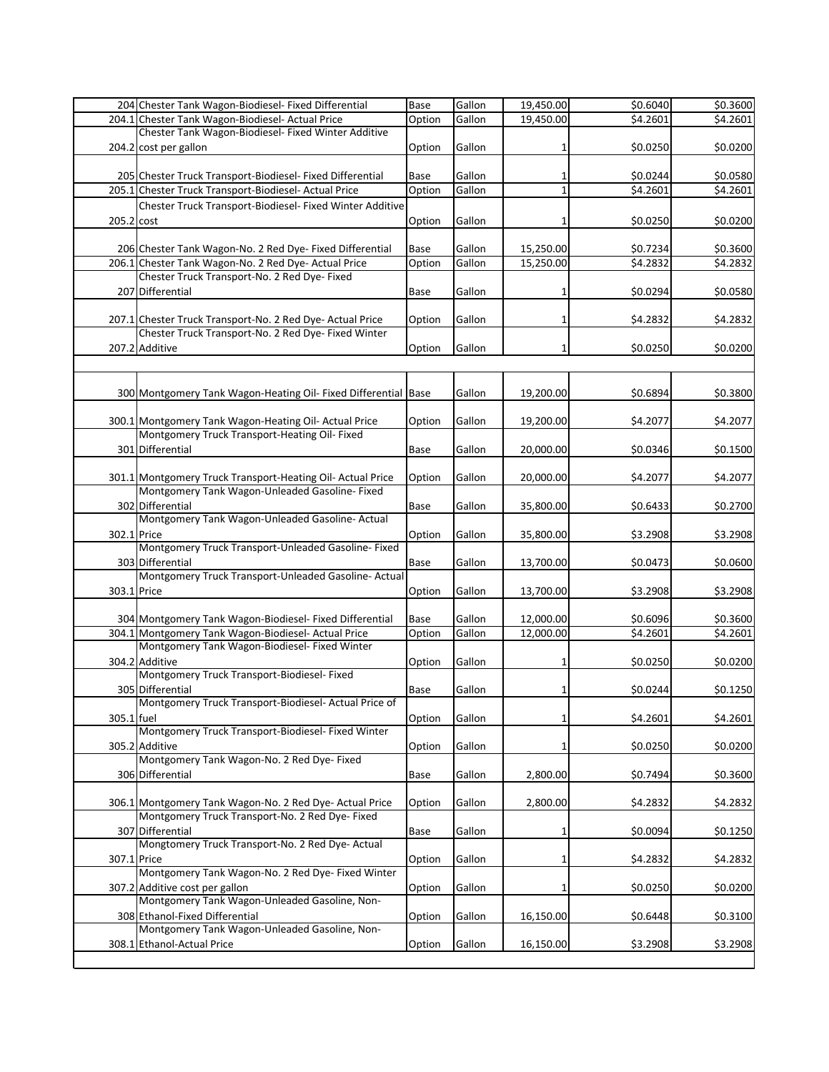| | | | | | | |
|---|---|---|---|---|---|---|
| 204 | Chester Tank Wagon-Biodiesel- Fixed Differential | Base | Gallon | 19,450.00 | $0.6040 | $0.3600 |
| 204.1 | Chester Tank Wagon-Biodiesel- Actual Price | Option | Gallon | 19,450.00 | $4.2601 | $4.2601 |
| 204.2 | Chester Tank Wagon-Biodiesel- Fixed Winter Additive cost per gallon | Option | Gallon | 1 | $0.0250 | $0.0200 |
| 205 | Chester Truck Transport-Biodiesel- Fixed Differential | Base | Gallon | 1 | $0.0244 | $0.0580 |
| 205.1 | Chester Truck Transport-Biodiesel- Actual Price | Option | Gallon | 1 | $4.2601 | $4.2601 |
| 205.2 | Chester Truck Transport-Biodiesel- Fixed Winter Additive cost | Option | Gallon | 1 | $0.0250 | $0.0200 |
| 206 | Chester Tank Wagon-No. 2 Red Dye- Fixed Differential | Base | Gallon | 15,250.00 | $0.7234 | $0.3600 |
| 206.1 | Chester Tank Wagon-No. 2 Red Dye- Actual Price | Option | Gallon | 15,250.00 | $4.2832 | $4.2832 |
| 207 | Chester Truck Transport-No. 2 Red Dye- Fixed Differential | Base | Gallon | 1 | $0.0294 | $0.0580 |
| 207.1 | Chester Truck Transport-No. 2 Red Dye- Actual Price | Option | Gallon | 1 | $4.2832 | $4.2832 |
| 207.2 | Chester Truck Transport-No. 2 Red Dye- Fixed Winter Additive | Option | Gallon | 1 | $0.0250 | $0.0200 |
| | | | | | | |
| 300 | Montgomery Tank Wagon-Heating Oil- Fixed Differential | Base | Gallon | 19,200.00 | $0.6894 | $0.3800 |
| 300.1 | Montgomery Tank Wagon-Heating Oil- Actual Price | Option | Gallon | 19,200.00 | $4.2077 | $4.2077 |
| 301 | Montgomery Truck Transport-Heating Oil- Fixed Differential | Base | Gallon | 20,000.00 | $0.0346 | $0.1500 |
| 301.1 | Montgomery Truck Transport-Heating Oil- Actual Price | Option | Gallon | 20,000.00 | $4.2077 | $4.2077 |
| 302 | Montgomery Tank Wagon-Unleaded Gasoline- Fixed Differential | Base | Gallon | 35,800.00 | $0.6433 | $0.2700 |
| 302.1 | Montgomery Tank Wagon-Unleaded Gasoline- Actual Price | Option | Gallon | 35,800.00 | $3.2908 | $3.2908 |
| 303 | Montgomery Truck Transport-Unleaded Gasoline- Fixed Differential | Base | Gallon | 13,700.00 | $0.0473 | $0.0600 |
| 303.1 | Montgomery Truck Transport-Unleaded Gasoline- Actual Price | Option | Gallon | 13,700.00 | $3.2908 | $3.2908 |
| 304 | Montgomery Tank Wagon-Biodiesel- Fixed Differential | Base | Gallon | 12,000.00 | $0.6096 | $0.3600 |
| 304.1 | Montgomery Tank Wagon-Biodiesel- Actual Price | Option | Gallon | 12,000.00 | $4.2601 | $4.2601 |
| 304.2 | Montgomery Tank Wagon-Biodiesel- Fixed Winter Additive | Option | Gallon | 1 | $0.0250 | $0.0200 |
| 305 | Montgomery Truck Transport-Biodiesel- Fixed Differential | Base | Gallon | 1 | $0.0244 | $0.1250 |
| 305.1 | Montgomery Truck Transport-Biodiesel- Actual Price of fuel | Option | Gallon | 1 | $4.2601 | $4.2601 |
| 305.2 | Montgomery Truck Transport-Biodiesel- Fixed Winter Additive | Option | Gallon | 1 | $0.0250 | $0.0200 |
| 306 | Montgomery Tank Wagon-No. 2 Red Dye- Fixed Differential | Base | Gallon | 2,800.00 | $0.7494 | $0.3600 |
| 306.1 | Montgomery Tank Wagon-No. 2 Red Dye- Actual Price | Option | Gallon | 2,800.00 | $4.2832 | $4.2832 |
| 307 | Montgomery Truck Transport-No. 2 Red Dye- Fixed Differential | Base | Gallon | 1 | $0.0094 | $0.1250 |
| 307.1 | Mongtomery Truck Transport-No. 2 Red Dye- Actual Price | Option | Gallon | 1 | $4.2832 | $4.2832 |
| 307.2 | Montgomery Tank Wagon-No. 2 Red Dye- Fixed Winter Additive cost per gallon | Option | Gallon | 1 | $0.0250 | $0.0200 |
| 308 | Montgomery Tank Wagon-Unleaded Gasoline, Non-Ethanol-Fixed Differential | Option | Gallon | 16,150.00 | $0.6448 | $0.3100 |
| 308.1 | Montgomery Tank Wagon-Unleaded Gasoline, Non-Ethanol-Actual Price | Option | Gallon | 16,150.00 | $3.2908 | $3.2908 |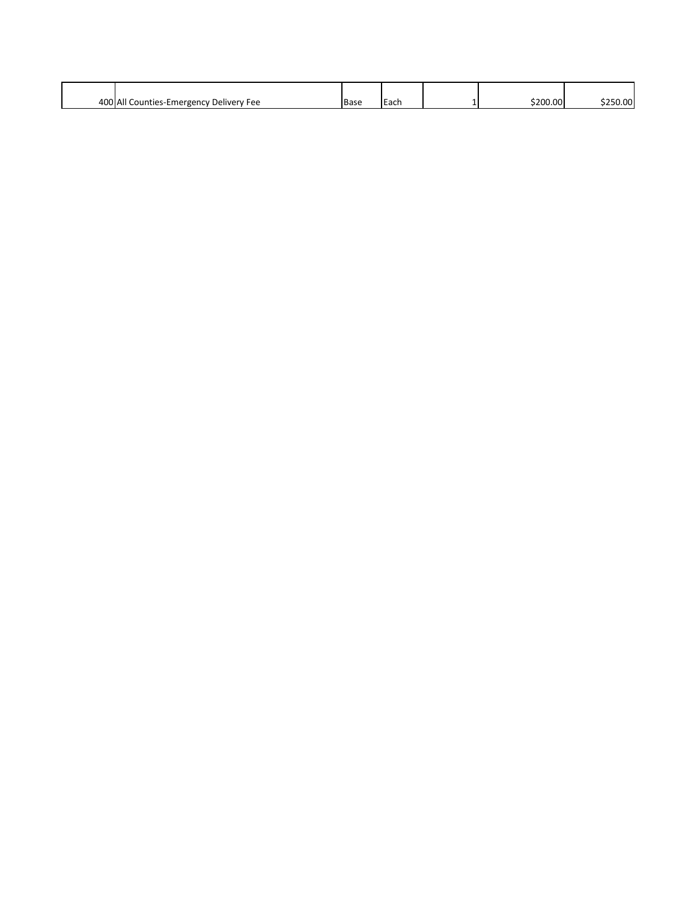| | | | | | | |
|---|---|---|---|---|---|---|
| 400 | All Counties-Emergency Delivery Fee | Base | Each | 1 | $200.00 | $250.00 |